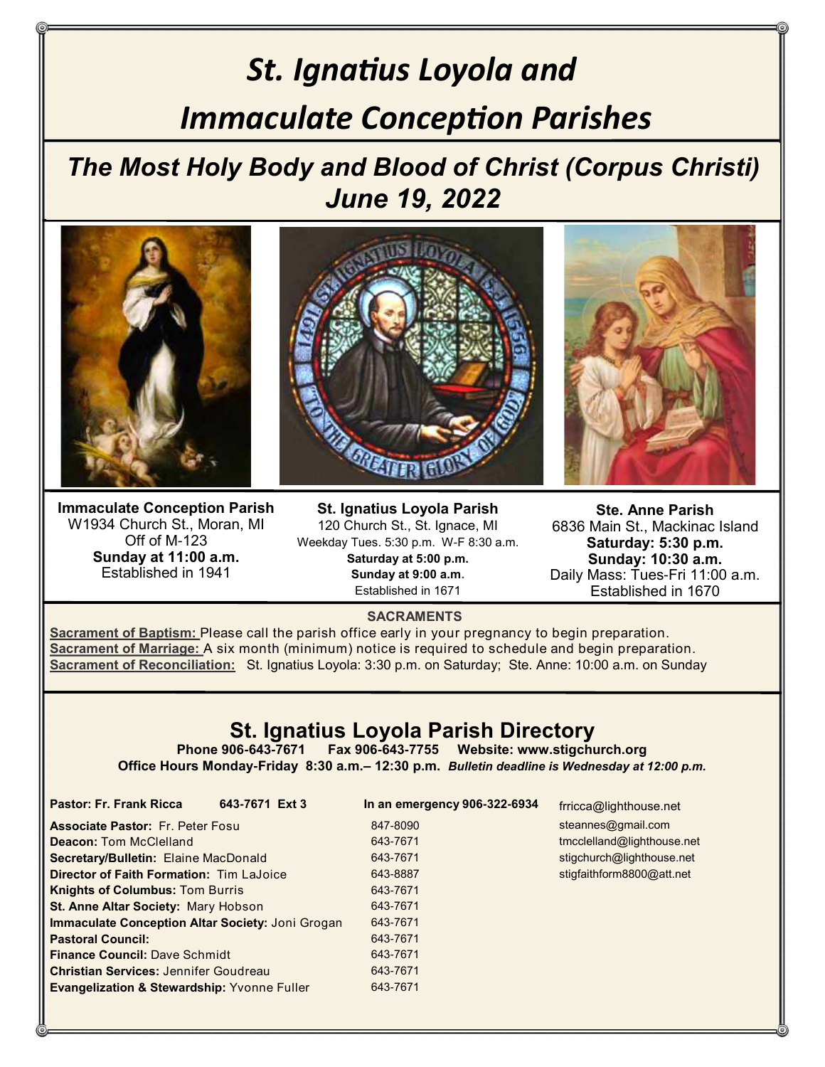# *St. Ignatius Loyola and Immaculate Conception Parishes*

## *The Most Holy Body and Blood of Christ (Corpus Christi)*
## *June 19, 2022*

**Immaculate Conception Parish**
W1934 Church St., Moran, MI
Off of M-123
**Sunday at 11:00 a.m.**
Established in 1941

**St. Ignatius Loyola Parish**
120 Church St., St. Ignace, MI
Weekday Tues. 5:30 p.m. W-F 8:30 a.m.
**Saturday at 5:00 p.m.**
**Sunday at 9:00 a.m.**
Established in 1671

**Ste. Anne Parish**
6836 Main St., Mackinac Island
**Saturday: 5:30 p.m.**
**Sunday: 10:30 a.m.**
Daily Mass: Tues-Fri 11:00 a.m.
Established in 1670

### SACRAMENTS

**Sacrament of Baptism:** Please call the parish office early in your pregnancy to begin preparation.
**Sacrament of Marriage:** A six month (minimum) notice is required to schedule and begin preparation.
**Sacrament of Reconciliation:** St. Ignatius Loyola: 3:30 p.m. on Saturday; Ste. Anne: 10:00 a.m. on Sunday

## St. Ignatius Loyola Parish Directory

**Phone 906-643-7671 Fax 906-643-7755 Website: www.stigchurch.org**
**Office Hours Monday-Friday 8:30 a.m.– 12:30 p.m.** ***Bulletin deadline is Wednesday at 12:00 p.m.***

| | | |
|---|---|---|
| **Pastor: Fr. Frank Ricca** 643-7671 Ext 3 | **In an emergency 906-322-6934** | frricca@lighthouse.net |
| **Associate Pastor:** Fr. Peter Fosu | 847-8090 | steannes@gmail.com |
| **Deacon:** Tom McClelland | 643-7671 | tmcclelland@lighthouse.net |
| **Secretary/Bulletin:** Elaine MacDonald | 643-7671 | stigchurch@lighthouse.net |
| **Director of Faith Formation:** Tim LaJoice | 643-8887 | stigfaithform8800@att.net |
| **Knights of Columbus:** Tom Burris | 643-7671 | |
| **St. Anne Altar Society:** Mary Hobson | 643-7671 | |
| **Immaculate Conception Altar Society:** Joni Grogan | 643-7671 | |
| **Pastoral Council:** | 643-7671 | |
| **Finance Council:** Dave Schmidt | 643-7671 | |
| **Christian Services:** Jennifer Goudreau | 643-7671 | |
| **Evangelization & Stewardship:** Yvonne Fuller | 643-7671 | |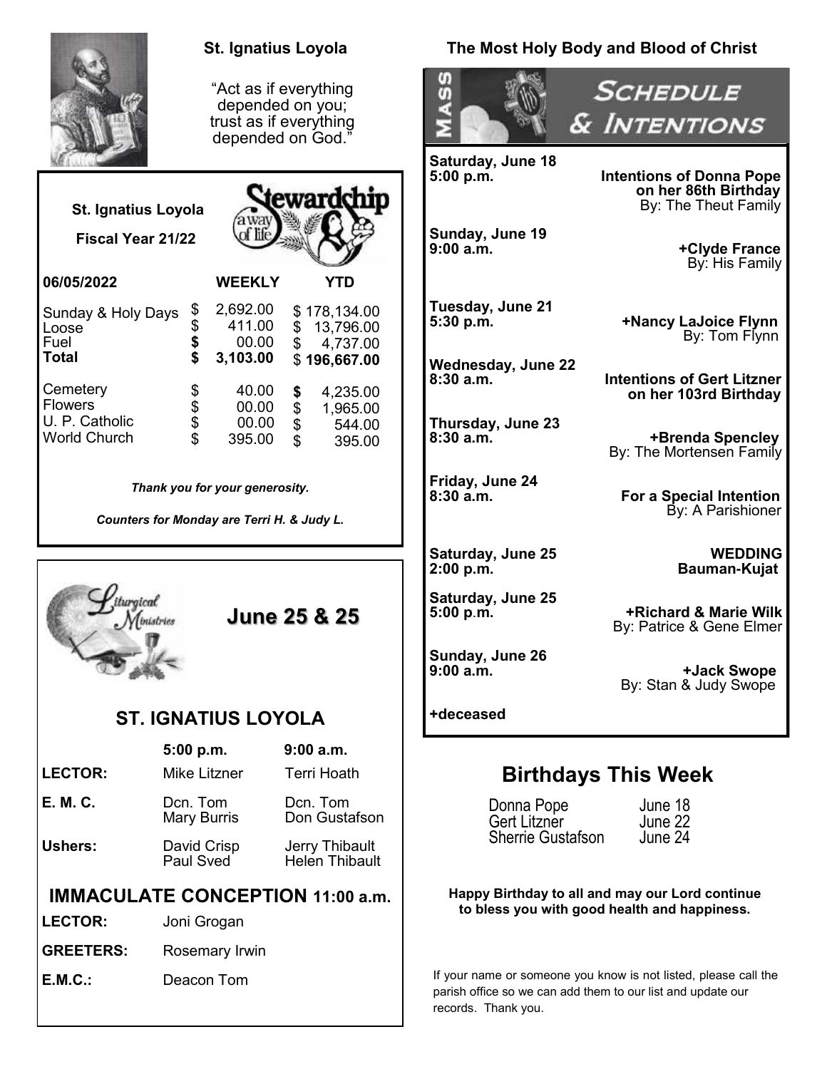## St. Ignatius Loyola

"Act as if everything depended on you; trust as if everything depended on God."

### St. Ignatius Loyola — Stewardship: a way of life

**Fiscal Year 21/22**

| 06/05/2022 | WEEKLY | YTD |
|---|---|---|
| Sunday & Holy Days | $ 2,692.00 | $ 178,134.00 |
| Loose | $ 411.00 | $ 13,796.00 |
| Fuel | $ 00.00 | $ 4,737.00 |
| **Total** | **$ 3,103.00** | **$ 196,667.00** |
| Cemetery | $ 40.00 | $ 4,235.00 |
| Flowers | $ 00.00 | $ 1,965.00 |
| U. P. Catholic | $ 00.00 | $ 544.00 |
| World Church | $ 395.00 | $ 395.00 |

***Thank you for your generosity.***

***Counters for Monday are Terri H. & Judy L.***

### Liturgical Ministries — June 25 & 25

### ST. IGNATIUS LOYOLA

| | 5:00 p.m. | 9:00 a.m. |
|---|---|---|
| **LECTOR:** | Mike Litzner | Terri Hoath |
| **E. M. C.** | Dcn. Tom<br>Mary Burris | Dcn. Tom<br>Don Gustafson |
| **Ushers:** | David Crisp<br>Paul Sved | Jerry Thibault<br>Helen Thibault |

### IMMACULATE CONCEPTION 11:00 a.m.

| | |
|---|---|
| **LECTOR:** | Joni Grogan |
| **GREETERS:** | Rosemary Irwin |
| **E.M.C.:** | Deacon Tom |

## The Most Holy Body and Blood of Christ

### Mass Schedule & Intentions

| | |
|---|---|
| **Saturday, June 18**<br>**5:00 p.m.** | **Intentions of Donna Pope on her 86th Birthday**<br>By: The Theut Family |
| **Sunday, June 19**<br>**9:00 a.m.** | **+Clyde France**<br>By: His Family |
| **Tuesday, June 21**<br>**5:30 p.m.** | **+Nancy LaJoice Flynn**<br>By: Tom Flynn |
| **Wednesday, June 22**<br>**8:30 a.m.** | **Intentions of Gert Litzner on her 103rd Birthday** |
| **Thursday, June 23**<br>**8:30 a.m.** | **+Brenda Spencley**<br>By: The Mortensen Family |
| **Friday, June 24**<br>**8:30 a.m.** | **For a Special Intention**<br>By: A Parishioner |
| **Saturday, June 25**<br>**2:00 p.m.** | **WEDDING**<br>**Bauman-Kujat** |
| **Saturday, June 25**<br>**5:00 p.m.** | **+Richard & Marie Wilk**<br>By: Patrice & Gene Elmer |
| **Sunday, June 26**<br>**9:00 a.m.** | **+Jack Swope**<br>By: Stan & Judy Swope |

**+deceased**

## Birthdays This Week

| | |
|---|---|
| Donna Pope | June 18 |
| Gert Litzner | June 22 |
| Sherrie Gustafson | June 24 |

**Happy Birthday to all and may our Lord continue to bless you with good health and happiness.**

If your name or someone you know is not listed, please call the parish office so we can add them to our list and update our records. Thank you.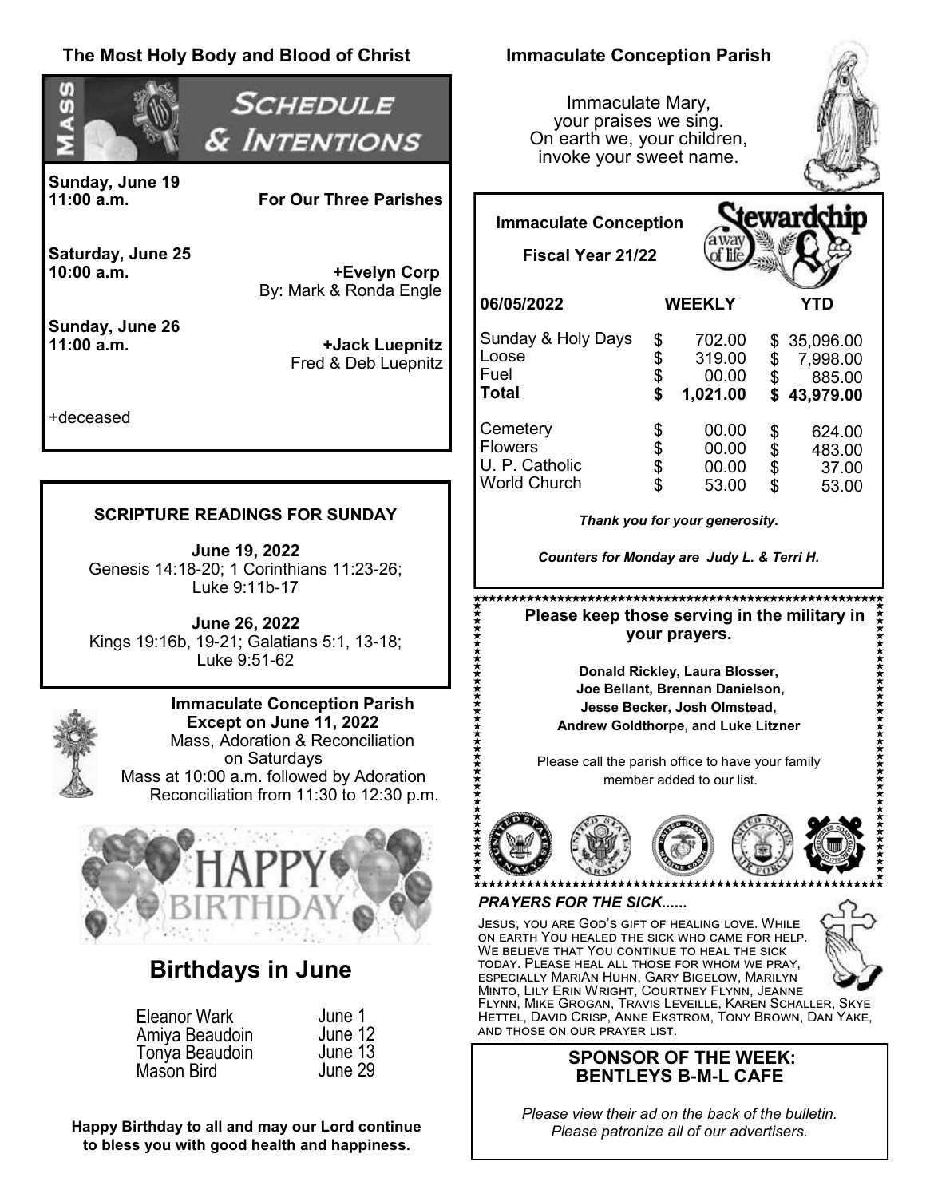## The Most Holy Body and Blood of Christ

### Mass Schedule & Intentions

**Sunday, June 19**
**11:00 a.m.** — **For Our Three Parishes**

**Saturday, June 25**
**10:00 a.m.** — **+Evelyn Corp**
By: Mark & Ronda Engle

**Sunday, June 26**
**11:00 a.m.** — **+Jack Luepnitz**
Fred & Deb Luepnitz

+deceased

### SCRIPTURE READINGS FOR SUNDAY

**June 19, 2022**
Genesis 14:18-20; 1 Corinthians 11:23-26; Luke 9:11b-17

**June 26, 2022**
Kings 19:16b, 19-21; Galatians 5:1, 13-18; Luke 9:51-62

**Immaculate Conception Parish**
**Except on June 11, 2022**
Mass, Adoration & Reconciliation on Saturdays
Mass at 10:00 a.m. followed by Adoration
Reconciliation from 11:30 to 12:30 p.m.

HAPPY BIRTHDAY

## Birthdays in June

| | |
|---|---|
| Eleanor Wark | June 1 |
| Amiya Beaudoin | June 12 |
| Tonya Beaudoin | June 13 |
| Mason Bird | June 29 |

**Happy Birthday to all and may our Lord continue to bless you with good health and happiness.**

## Immaculate Conception Parish

Immaculate Mary,
your praises we sing.
On earth we, your children,
invoke your sweet name.

**Immaculate Conception**
**Fiscal Year 21/22**

Stewardship a way of life

| **06/05/2022** | **WEEKLY** | **YTD** |
|---|---|---|
| Sunday & Holy Days | $ 702.00 | $ 35,096.00 |
| Loose | $ 319.00 | $ 7,998.00 |
| Fuel | $ 00.00 | $ 885.00 |
| **Total** | **$ 1,021.00** | **$ 43,979.00** |
| Cemetery | $ 00.00 | $ 624.00 |
| Flowers | $ 00.00 | $ 483.00 |
| U. P. Catholic | $ 00.00 | $ 37.00 |
| World Church | $ 53.00 | $ 53.00 |

*Thank you for your generosity.*

*Counters for Monday are Judy L. & Terri H.*

**Please keep those serving in the military in your prayers.**

**Donald Rickley, Laura Blosser, Joe Bellant, Brennan Danielson, Jesse Becker, Josh Olmstead, Andrew Goldthorpe, and Luke Litzner**

Please call the parish office to have your family member added to our list.

***PRAYERS FOR THE SICK......***

Jesus, you are God's gift of healing love. While on earth You healed the sick who came for help. We believe that You continue to heal the sick today. Please heal all those for whom we pray, especially MariAn Huhn, Gary Bigelow, Marilyn Minto, Lily Erin Wright, Courtney Flynn, Jeanne Flynn, Mike Grogan, Travis Leveille, Karen Schaller, Skye Hettel, David Crisp, Anne Ekstrom, Tony Brown, Dan Yake, and those on our prayer list.

**SPONSOR OF THE WEEK:**
**BENTLEYS B-M-L CAFE**

*Please view their ad on the back of the bulletin.*
*Please patronize all of our advertisers.*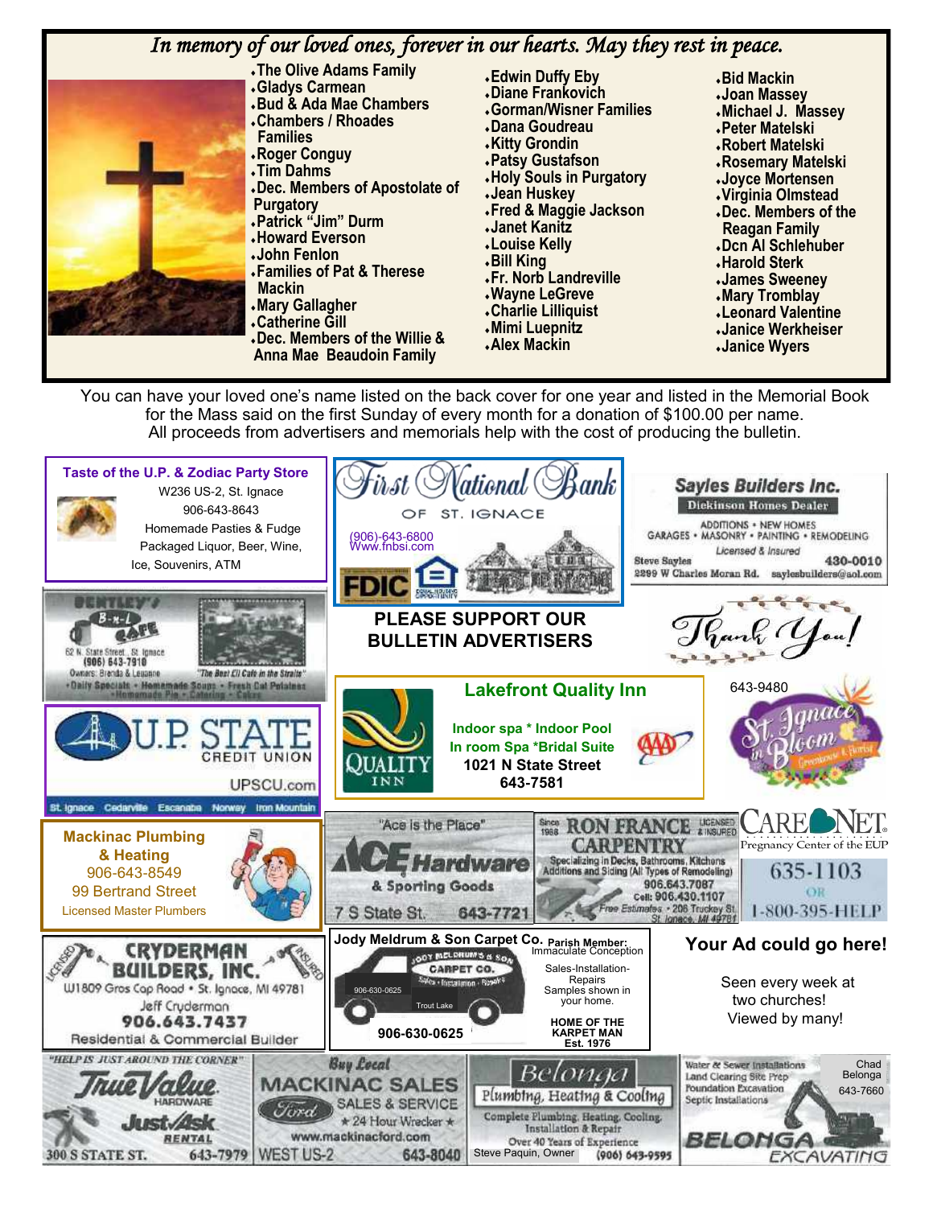*In memory of our loved ones, forever in our hearts. May they rest in peace.*

- The Olive Adams Family
- Gladys Carmean
- Bud & Ada Mae Chambers
- Chambers / Rhoades Families
- Roger Conguy
- Tim Dahms
- Dec. Members of Apostolate of Purgatory
- Patrick “Jim” Durm
- Howard Everson
- John Fenlon
- Families of Pat & Therese Mackin
- Mary Gallagher
- Catherine Gill
- Dec. Members of the Willie & Anna Mae Beaudoin Family
- Edwin Duffy Eby
- Diane Frankovich
- Gorman/Wisner Families
- Dana Goudreau
- Kitty Grondin
- Patsy Gustafson
- Holy Souls in Purgatory
- Jean Huskey
- Fred & Maggie Jackson
- Janet Kanitz
- Louise Kelly
- Bill King
- Fr. Norb Landreville
- Wayne LeGreve
- Charlie Lilliquist
- Mimi Luepnitz
- Alex Mackin
- Bid Mackin
- Joan Massey
- Michael J. Massey
- Peter Matelski
- Robert Matelski
- Rosemary Matelski
- Joyce Mortensen
- Virginia Olmstead
- Dec. Members of the Reagan Family
- Dcn Al Schlehuber
- Harold Sterk
- James Sweeney
- Mary Tromblay
- Leonard Valentine
- Janice Werkheiser
- Janice Wyers

You can have your loved one’s name listed on the back cover for one year and listed in the Memorial Book for the Mass said on the first Sunday of every month for a donation of $100.00 per name. All proceeds from advertisers and memorials help with the cost of producing the bulletin.

**Taste of the U.P. & Zodiac Party Store**
W236 US-2, St. Ignace
906-643-8643
Homemade Pasties & Fudge
Packaged Liquor, Beer, Wine, Ice, Souvenirs, ATM

**First National Bank OF ST. IGNACE**
(906)-643-6800
Www.fnbsi.com
FDIC

**Sayles Builders Inc.**
Dickinson Homes Dealer
ADDITIONS • NEW HOMES
GARAGES • MASONRY • PAINTING • REMODELING
Licensed & Insured
Steve Sayles 430-0010
2299 W Charles Moran Rd. saylesbuilders@aol.com

**Bentley's B-n-L Cafe**
62 N. State Street, St. Ignace
(906) 643-7910
Owners: Brenda & Leuanne
"The Best Cafe in the Straits"
• Daily Specials • Homemade Soups • Fresh Cut Potatoes • Homemade Pie • Catering • Cakes

**PLEASE SUPPORT OUR BULLETIN ADVERTISERS**

Thank You!

**U.P. STATE CREDIT UNION**
UPSCU.com
St. Ignace Cedarville Escanaba Norway Iron Mountain

**Lakefront Quality Inn**
Indoor spa * Indoor Pool
In room Spa *Bridal Suite
1021 N State Street
643-7581

643-9480
St. Ignace in Bloom Greenhouse & Florist

**Mackinac Plumbing & Heating**
906-643-8549
99 Bertrand Street
Licensed Master Plumbers

"Ace is the Place"
**ACE Hardware & Sporting Goods**
7 S State St. 643-7721

**RON FRANCE CARPENTRY** Since 1968 Licensed & Insured
Specializing in Decks, Bathrooms, Kitchens, Additions and Siding (All Types of Remodeling)
906.643.7087
Cell: 906.430.1107
Free Estimates • 208 Truckey St. St. Ignace, MI 49781

**CARE NET** Pregnancy Center of the EUP
635-1103
OR
1-800-395-HELP

**CRYDERMAN BUILDERS, INC.**
LICENSED · INSURED
W1809 Gros Cap Road • St. Ignace, MI 49781
Jeff Cryderman
906.643.7437
Residential & Commercial Builder

**Jody Meldrum & Son Carpet Co.** Parish Member: Immaculate Conception
Sales-Installation-Repairs
Samples shown in your home.
906-630-0625
Trout Lake
HOME OF THE KARPET MAN
Est. 1976

**Your Ad could go here!**
Seen every week at two churches!
Viewed by many!

"HELP IS JUST AROUND THE CORNER"
**True Value HARDWARE**
**Just Ask RENTAL**
300 S STATE ST. 643-7979

Buy Local
**MACKINAC SALES**
SALES & SERVICE
Ford
★ 24 Hour Wrecker ★
www.mackinacford.com
WEST US-2 643-8040

**Belonga Plumbing, Heating & Cooling**
Complete Plumbing, Heating, Cooling, Installation & Repair
Over 40 Years of Experience
Steve Paquin, Owner (906) 643-9595

Water & Sewer Installations
Land Clearing Site Prep
Foundation Excavation
Septic Installations
Chad Belonga
643-7660
**BELONGA EXCAVATING**